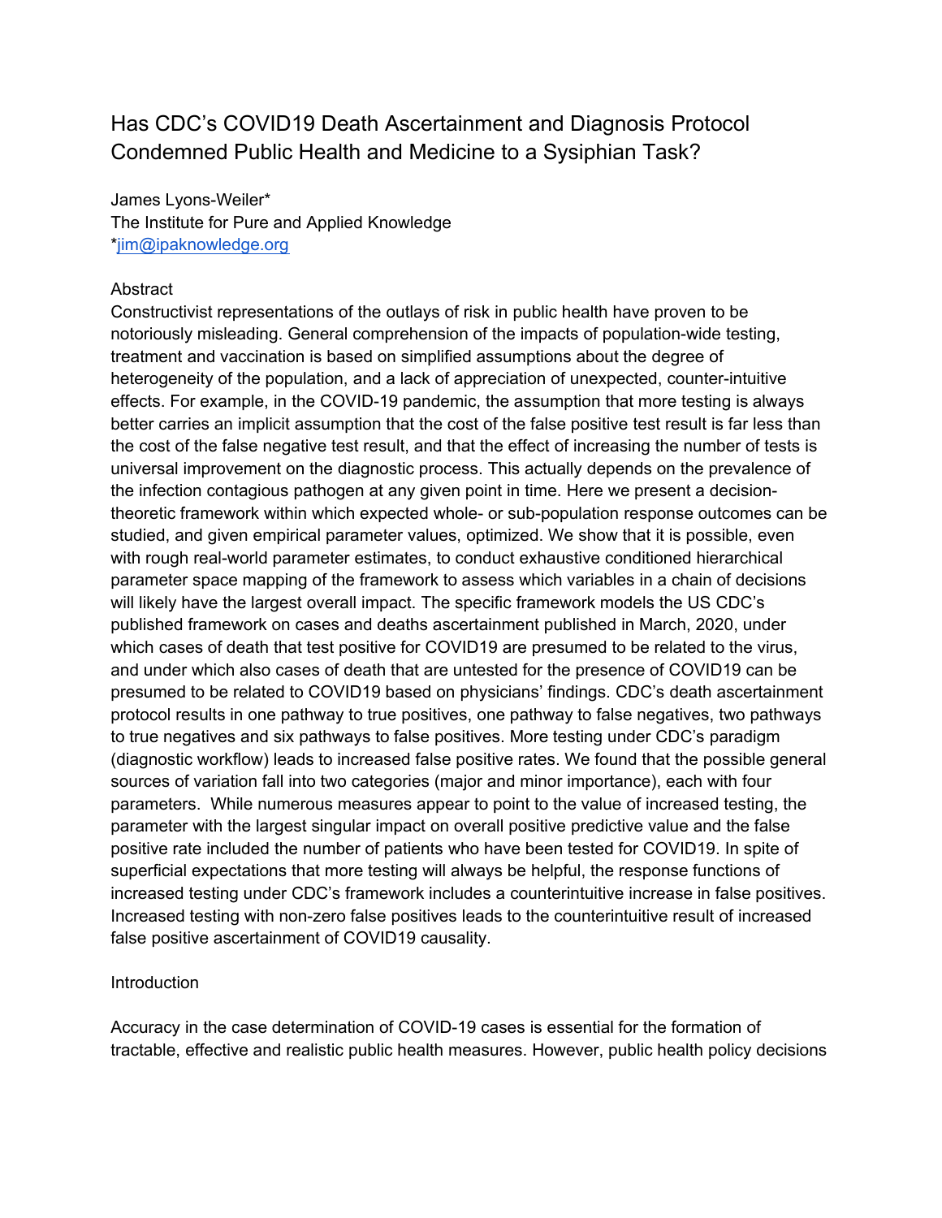# Has CDC's COVID19 Death Ascertainment and Diagnosis Protocol Condemned Public Health and Medicine to a Sysiphian Task?

James Lyons-Weiler*
The Institute for Pure and Applied Knowledge
*jim@ipaknowledge.org

## Abstract

Constructivist representations of the outlays of risk in public health have proven to be notoriously misleading. General comprehension of the impacts of population-wide testing, treatment and vaccination is based on simplified assumptions about the degree of heterogeneity of the population, and a lack of appreciation of unexpected, counter-intuitive effects. For example, in the COVID-19 pandemic, the assumption that more testing is always better carries an implicit assumption that the cost of the false positive test result is far less than the cost of the false negative test result, and that the effect of increasing the number of tests is universal improvement on the diagnostic process. This actually depends on the prevalence of the infection contagious pathogen at any given point in time. Here we present a decision-theoretic framework within which expected whole- or sub-population response outcomes can be studied, and given empirical parameter values, optimized. We show that it is possible, even with rough real-world parameter estimates, to conduct exhaustive conditioned hierarchical parameter space mapping of the framework to assess which variables in a chain of decisions will likely have the largest overall impact. The specific framework models the US CDC's published framework on cases and deaths ascertainment published in March, 2020, under which cases of death that test positive for COVID19 are presumed to be related to the virus, and under which also cases of death that are untested for the presence of COVID19 can be presumed to be related to COVID19 based on physicians' findings. CDC's death ascertainment protocol results in one pathway to true positives, one pathway to false negatives, two pathways to true negatives and six pathways to false positives. More testing under CDC's paradigm (diagnostic workflow) leads to increased false positive rates. We found that the possible general sources of variation fall into two categories (major and minor importance), each with four parameters. While numerous measures appear to point to the value of increased testing, the parameter with the largest singular impact on overall positive predictive value and the false positive rate included the number of patients who have been tested for COVID19. In spite of superficial expectations that more testing will always be helpful, the response functions of increased testing under CDC's framework includes a counterintuitive increase in false positives. Increased testing with non-zero false positives leads to the counterintuitive result of increased false positive ascertainment of COVID19 causality.

## Introduction

Accuracy in the case determination of COVID-19 cases is essential for the formation of tractable, effective and realistic public health measures. However, public health policy decisions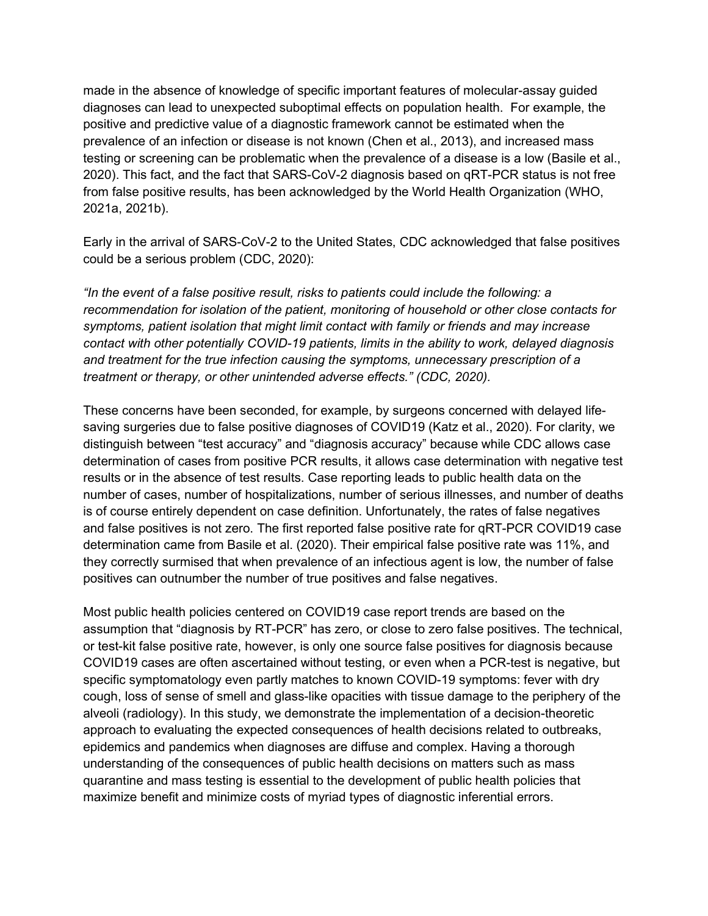made in the absence of knowledge of specific important features of molecular-assay guided diagnoses can lead to unexpected suboptimal effects on population health. For example, the positive and predictive value of a diagnostic framework cannot be estimated when the prevalence of an infection or disease is not known (Chen et al., 2013), and increased mass testing or screening can be problematic when the prevalence of a disease is a low (Basile et al., 2020). This fact, and the fact that SARS-CoV-2 diagnosis based on qRT-PCR status is not free from false positive results, has been acknowledged by the World Health Organization (WHO, 2021a, 2021b).

Early in the arrival of SARS-CoV-2 to the United States, CDC acknowledged that false positives could be a serious problem (CDC, 2020):

*"In the event of a false positive result, risks to patients could include the following: a recommendation for isolation of the patient, monitoring of household or other close contacts for symptoms, patient isolation that might limit contact with family or friends and may increase contact with other potentially COVID-19 patients, limits in the ability to work, delayed diagnosis and treatment for the true infection causing the symptoms, unnecessary prescription of a treatment or therapy, or other unintended adverse effects." (CDC, 2020).*

These concerns have been seconded, for example, by surgeons concerned with delayed life-saving surgeries due to false positive diagnoses of COVID19 (Katz et al., 2020). For clarity, we distinguish between "test accuracy" and "diagnosis accuracy" because while CDC allows case determination of cases from positive PCR results, it allows case determination with negative test results or in the absence of test results. Case reporting leads to public health data on the number of cases, number of hospitalizations, number of serious illnesses, and number of deaths is of course entirely dependent on case definition. Unfortunately, the rates of false negatives and false positives is not zero. The first reported false positive rate for qRT-PCR COVID19 case determination came from Basile et al. (2020). Their empirical false positive rate was 11%, and they correctly surmised that when prevalence of an infectious agent is low, the number of false positives can outnumber the number of true positives and false negatives.

Most public health policies centered on COVID19 case report trends are based on the assumption that "diagnosis by RT-PCR" has zero, or close to zero false positives. The technical, or test-kit false positive rate, however, is only one source false positives for diagnosis because COVID19 cases are often ascertained without testing, or even when a PCR-test is negative, but specific symptomatology even partly matches to known COVID-19 symptoms: fever with dry cough, loss of sense of smell and glass-like opacities with tissue damage to the periphery of the alveoli (radiology). In this study, we demonstrate the implementation of a decision-theoretic approach to evaluating the expected consequences of health decisions related to outbreaks, epidemics and pandemics when diagnoses are diffuse and complex. Having a thorough understanding of the consequences of public health decisions on matters such as mass quarantine and mass testing is essential to the development of public health policies that maximize benefit and minimize costs of myriad types of diagnostic inferential errors.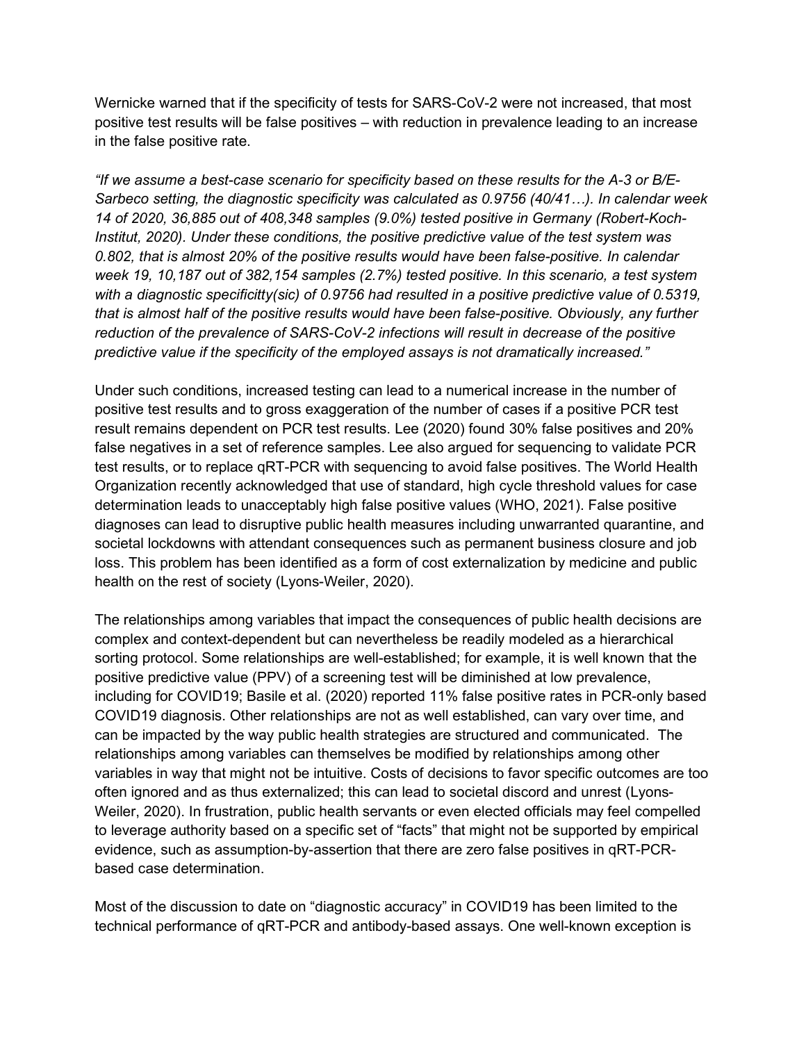Wernicke warned that if the specificity of tests for SARS-CoV-2 were not increased, that most positive test results will be false positives – with reduction in prevalence leading to an increase in the false positive rate.

*"If we assume a best-case scenario for specificity based on these results for the A-3 or B/E-Sarbeco setting, the diagnostic specificity was calculated as 0.9756 (40/41…). In calendar week 14 of 2020, 36,885 out of 408,348 samples (9.0%) tested positive in Germany (Robert-Koch-Institut, 2020). Under these conditions, the positive predictive value of the test system was 0.802, that is almost 20% of the positive results would have been false-positive. In calendar week 19, 10,187 out of 382,154 samples (2.7%) tested positive. In this scenario, a test system with a diagnostic specificitty(sic) of 0.9756 had resulted in a positive predictive value of 0.5319, that is almost half of the positive results would have been false-positive. Obviously, any further reduction of the prevalence of SARS-CoV-2 infections will result in decrease of the positive predictive value if the specificity of the employed assays is not dramatically increased."*

Under such conditions, increased testing can lead to a numerical increase in the number of positive test results and to gross exaggeration of the number of cases if a positive PCR test result remains dependent on PCR test results. Lee (2020) found 30% false positives and 20% false negatives in a set of reference samples. Lee also argued for sequencing to validate PCR test results, or to replace qRT-PCR with sequencing to avoid false positives. The World Health Organization recently acknowledged that use of standard, high cycle threshold values for case determination leads to unacceptably high false positive values (WHO, 2021). False positive diagnoses can lead to disruptive public health measures including unwarranted quarantine, and societal lockdowns with attendant consequences such as permanent business closure and job loss. This problem has been identified as a form of cost externalization by medicine and public health on the rest of society (Lyons-Weiler, 2020).

The relationships among variables that impact the consequences of public health decisions are complex and context-dependent but can nevertheless be readily modeled as a hierarchical sorting protocol. Some relationships are well-established; for example, it is well known that the positive predictive value (PPV) of a screening test will be diminished at low prevalence, including for COVID19; Basile et al. (2020) reported 11% false positive rates in PCR-only based COVID19 diagnosis. Other relationships are not as well established, can vary over time, and can be impacted by the way public health strategies are structured and communicated. The relationships among variables can themselves be modified by relationships among other variables in way that might not be intuitive. Costs of decisions to favor specific outcomes are too often ignored and as thus externalized; this can lead to societal discord and unrest (Lyons-Weiler, 2020). In frustration, public health servants or even elected officials may feel compelled to leverage authority based on a specific set of "facts" that might not be supported by empirical evidence, such as assumption-by-assertion that there are zero false positives in qRT-PCR-based case determination.

Most of the discussion to date on "diagnostic accuracy" in COVID19 has been limited to the technical performance of qRT-PCR and antibody-based assays. One well-known exception is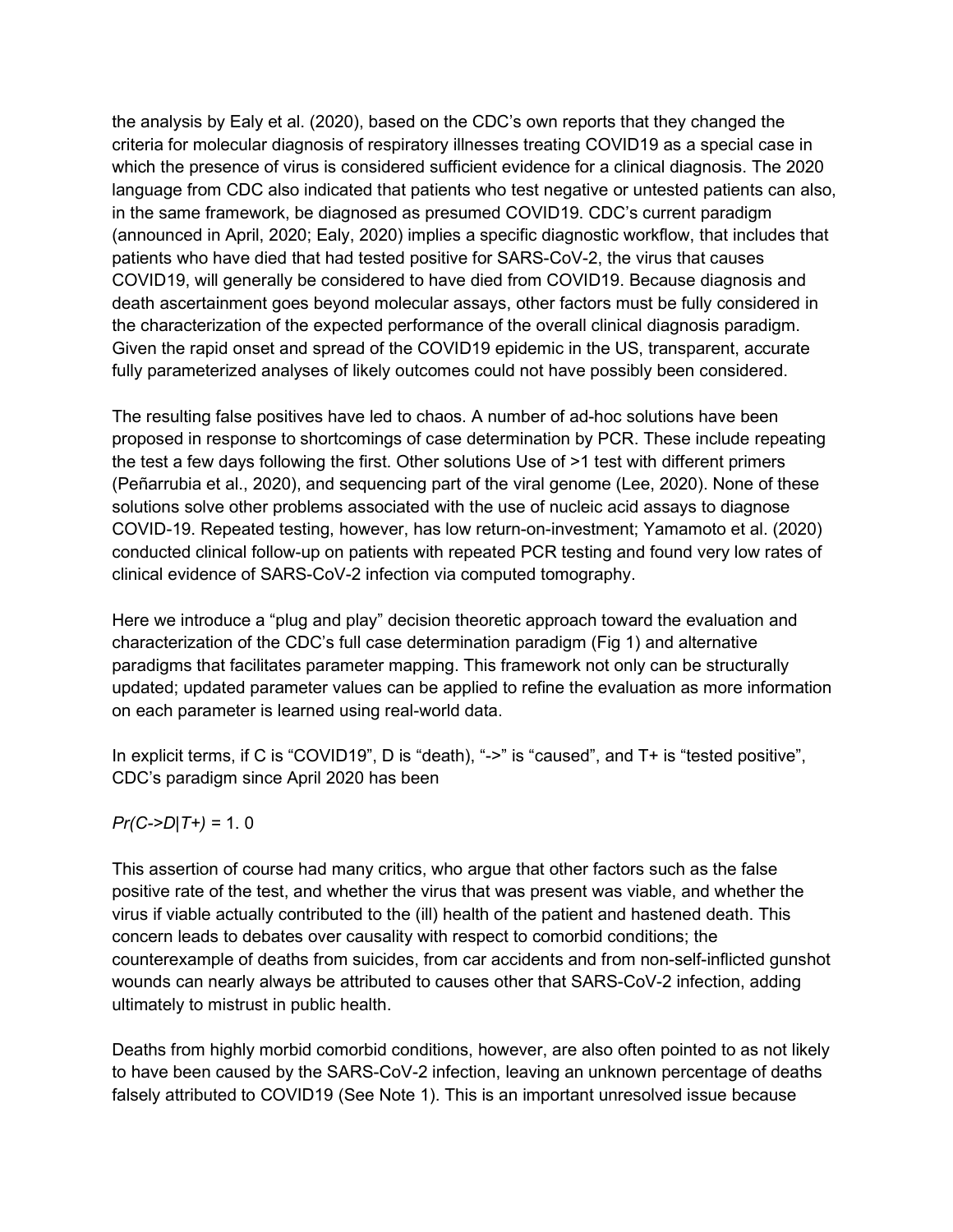the analysis by Ealy et al. (2020), based on the CDC's own reports that they changed the criteria for molecular diagnosis of respiratory illnesses treating COVID19 as a special case in which the presence of virus is considered sufficient evidence for a clinical diagnosis. The 2020 language from CDC also indicated that patients who test negative or untested patients can also, in the same framework, be diagnosed as presumed COVID19. CDC's current paradigm (announced in April, 2020; Ealy, 2020) implies a specific diagnostic workflow, that includes that patients who have died that had tested positive for SARS-CoV-2, the virus that causes COVID19, will generally be considered to have died from COVID19. Because diagnosis and death ascertainment goes beyond molecular assays, other factors must be fully considered in the characterization of the expected performance of the overall clinical diagnosis paradigm. Given the rapid onset and spread of the COVID19 epidemic in the US, transparent, accurate fully parameterized analyses of likely outcomes could not have possibly been considered.

The resulting false positives have led to chaos. A number of ad-hoc solutions have been proposed in response to shortcomings of case determination by PCR. These include repeating the test a few days following the first. Other solutions Use of >1 test with different primers (Peñarrubia et al., 2020), and sequencing part of the viral genome (Lee, 2020). None of these solutions solve other problems associated with the use of nucleic acid assays to diagnose COVID-19. Repeated testing, however, has low return-on-investment; Yamamoto et al. (2020) conducted clinical follow-up on patients with repeated PCR testing and found very low rates of clinical evidence of SARS-CoV-2 infection via computed tomography.

Here we introduce a "plug and play" decision theoretic approach toward the evaluation and characterization of the CDC's full case determination paradigm (Fig 1) and alternative paradigms that facilitates parameter mapping. This framework not only can be structurally updated; updated parameter values can be applied to refine the evaluation as more information on each parameter is learned using real-world data.

In explicit terms, if C is "COVID19", D is "death), "->" is "caused", and T+ is "tested positive", CDC's paradigm since April 2020 has been

$Pr(C\text{->}D|T+) = 1.0$

This assertion of course had many critics, who argue that other factors such as the false positive rate of the test, and whether the virus that was present was viable, and whether the virus if viable actually contributed to the (ill) health of the patient and hastened death. This concern leads to debates over causality with respect to comorbid conditions; the counterexample of deaths from suicides, from car accidents and from non-self-inflicted gunshot wounds can nearly always be attributed to causes other that SARS-CoV-2 infection, adding ultimately to mistrust in public health.

Deaths from highly morbid comorbid conditions, however, are also often pointed to as not likely to have been caused by the SARS-CoV-2 infection, leaving an unknown percentage of deaths falsely attributed to COVID19 (See Note 1). This is an important unresolved issue because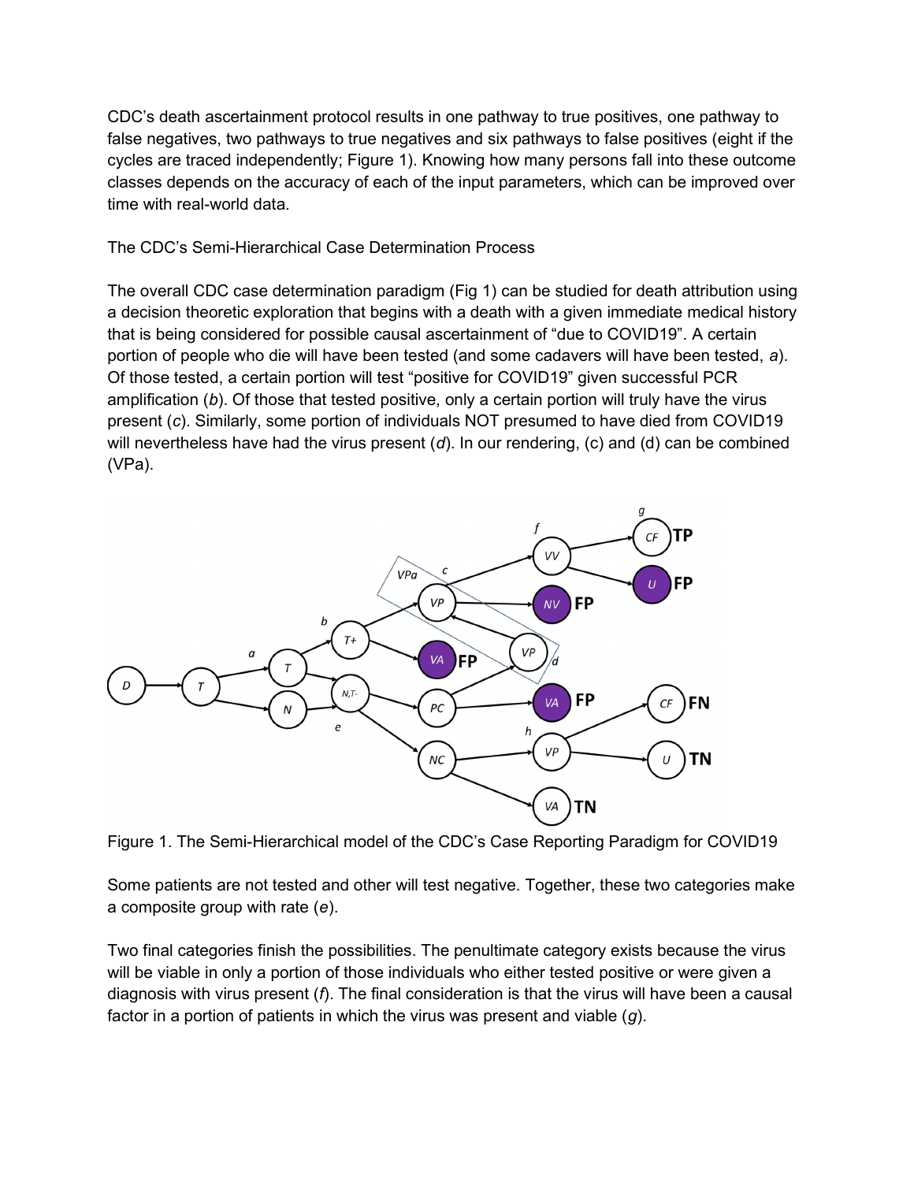CDC's death ascertainment protocol results in one pathway to true positives, one pathway to false negatives, two pathways to true negatives and six pathways to false positives (eight if the cycles are traced independently; Figure 1). Knowing how many persons fall into these outcome classes depends on the accuracy of each of the input parameters, which can be improved over time with real-world data.

## The CDC's Semi-Hierarchical Case Determination Process

The overall CDC case determination paradigm (Fig 1) can be studied for death attribution using a decision theoretic exploration that begins with a death with a given immediate medical history that is being considered for possible causal ascertainment of "due to COVID19". A certain portion of people who die will have been tested (and some cadavers will have been tested, *a*). Of those tested, a certain portion will test "positive for COVID19" given successful PCR amplification (*b*). Of those that tested positive, only a certain portion will truly have the virus present (*c*). Similarly, some portion of individuals NOT presumed to have died from COVID19 will nevertheless have had the virus present (*d*). In our rendering, (c) and (d) can be combined (VPa).

Figure 1. The Semi-Hierarchical model of the CDC's Case Reporting Paradigm for COVID19

Some patients are not tested and other will test negative. Together, these two categories make a composite group with rate (*e*).

Two final categories finish the possibilities. The penultimate category exists because the virus will be viable in only a portion of those individuals who either tested positive or were given a diagnosis with virus present (*f*). The final consideration is that the virus will have been a causal factor in a portion of patients in which the virus was present and viable (*g*).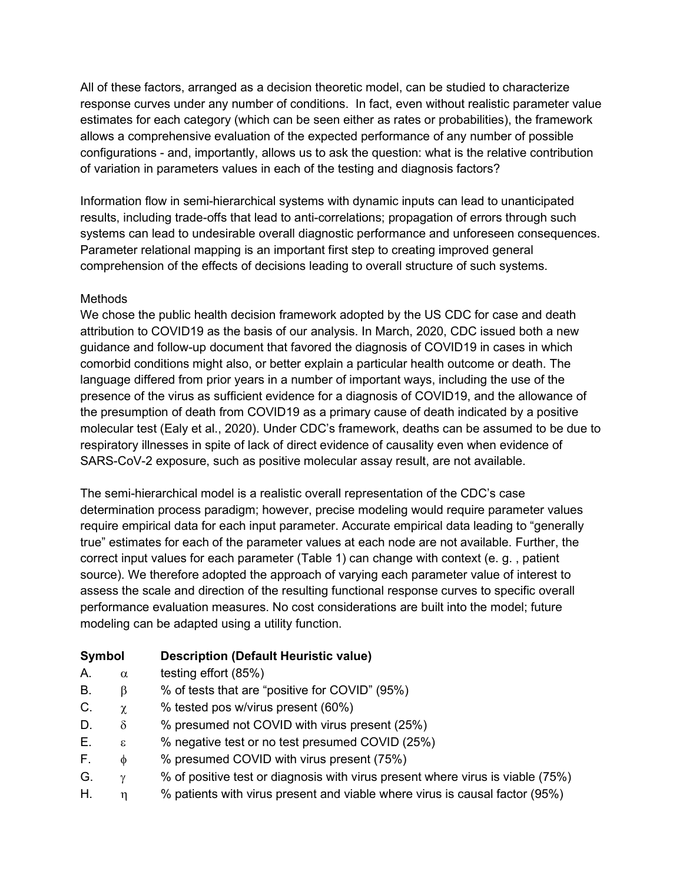All of these factors, arranged as a decision theoretic model, can be studied to characterize response curves under any number of conditions. In fact, even without realistic parameter value estimates for each category (which can be seen either as rates or probabilities), the framework allows a comprehensive evaluation of the expected performance of any number of possible configurations - and, importantly, allows us to ask the question: what is the relative contribution of variation in parameters values in each of the testing and diagnosis factors?

Information flow in semi-hierarchical systems with dynamic inputs can lead to unanticipated results, including trade-offs that lead to anti-correlations; propagation of errors through such systems can lead to undesirable overall diagnostic performance and unforeseen consequences. Parameter relational mapping is an important first step to creating improved general comprehension of the effects of decisions leading to overall structure of such systems.

## Methods

We chose the public health decision framework adopted by the US CDC for case and death attribution to COVID19 as the basis of our analysis. In March, 2020, CDC issued both a new guidance and follow-up document that favored the diagnosis of COVID19 in cases in which comorbid conditions might also, or better explain a particular health outcome or death. The language differed from prior years in a number of important ways, including the use of the presence of the virus as sufficient evidence for a diagnosis of COVID19, and the allowance of the presumption of death from COVID19 as a primary cause of death indicated by a positive molecular test (Ealy et al., 2020). Under CDC's framework, deaths can be assumed to be due to respiratory illnesses in spite of lack of direct evidence of causality even when evidence of SARS-CoV-2 exposure, such as positive molecular assay result, are not available.

The semi-hierarchical model is a realistic overall representation of the CDC's case determination process paradigm; however, precise modeling would require parameter values require empirical data for each input parameter. Accurate empirical data leading to "generally true" estimates for each of the parameter values at each node are not available. Further, the correct input values for each parameter (Table 1) can change with context (e. g. , patient source). We therefore adopted the approach of varying each parameter value of interest to assess the scale and direction of the resulting functional response curves to specific overall performance evaluation measures. No cost considerations are built into the model; future modeling can be adapted using a utility function.

| **Symbol** | | **Description (Default Heuristic value)** |
|---|---|---|
| A. | $\alpha$ | testing effort (85%) |
| B. | $\beta$ | % of tests that are "positive for COVID" (95%) |
| C. | $\chi$ | % tested pos w/virus present (60%) |
| D. | $\delta$ | % presumed not COVID with virus present (25%) |
| E. | $\varepsilon$ | % negative test or no test presumed COVID (25%) |
| F. | $\phi$ | % presumed COVID with virus present (75%) |
| G. | $\gamma$ | % of positive test or diagnosis with virus present where virus is viable (75%) |
| H. | $\eta$ | % patients with virus present and viable where virus is causal factor (95%) |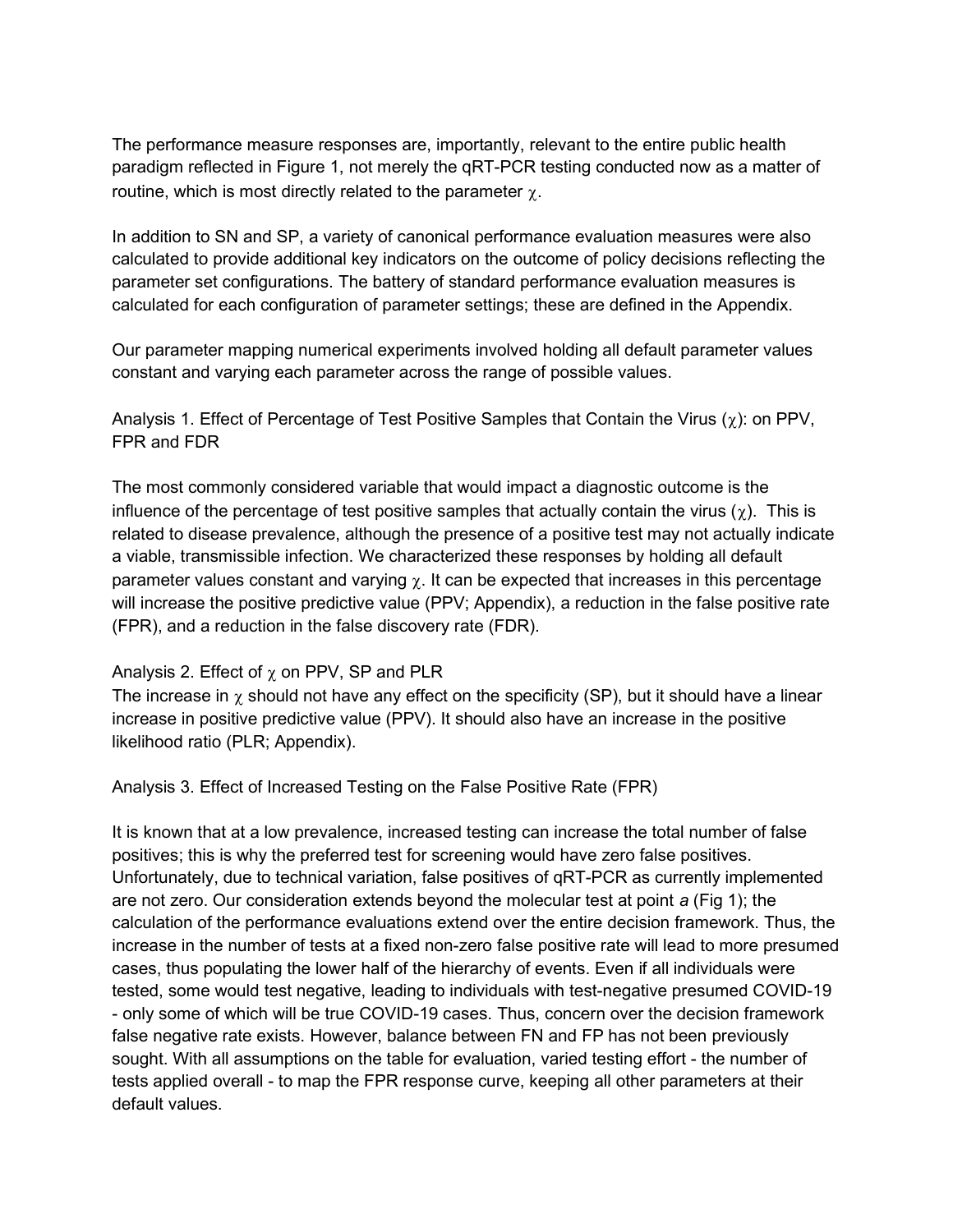The performance measure responses are, importantly, relevant to the entire public health paradigm reflected in Figure 1, not merely the qRT-PCR testing conducted now as a matter of routine, which is most directly related to the parameter $\chi$.

In addition to SN and SP, a variety of canonical performance evaluation measures were also calculated to provide additional key indicators on the outcome of policy decisions reflecting the parameter set configurations. The battery of standard performance evaluation measures is calculated for each configuration of parameter settings; these are defined in the Appendix.

Our parameter mapping numerical experiments involved holding all default parameter values constant and varying each parameter across the range of possible values.

### Analysis 1. Effect of Percentage of Test Positive Samples that Contain the Virus ($\chi$): on PPV, FPR and FDR

The most commonly considered variable that would impact a diagnostic outcome is the influence of the percentage of test positive samples that actually contain the virus ($\chi$). This is related to disease prevalence, although the presence of a positive test may not actually indicate a viable, transmissible infection. We characterized these responses by holding all default parameter values constant and varying $\chi$. It can be expected that increases in this percentage will increase the positive predictive value (PPV; Appendix), a reduction in the false positive rate (FPR), and a reduction in the false discovery rate (FDR).

### Analysis 2. Effect of $\chi$ on PPV, SP and PLR

The increase in $\chi$ should not have any effect on the specificity (SP), but it should have a linear increase in positive predictive value (PPV). It should also have an increase in the positive likelihood ratio (PLR; Appendix).

### Analysis 3. Effect of Increased Testing on the False Positive Rate (FPR)

It is known that at a low prevalence, increased testing can increase the total number of false positives; this is why the preferred test for screening would have zero false positives. Unfortunately, due to technical variation, false positives of qRT-PCR as currently implemented are not zero. Our consideration extends beyond the molecular test at point *a* (Fig 1); the calculation of the performance evaluations extend over the entire decision framework. Thus, the increase in the number of tests at a fixed non-zero false positive rate will lead to more presumed cases, thus populating the lower half of the hierarchy of events. Even if all individuals were tested, some would test negative, leading to individuals with test-negative presumed COVID-19 - only some of which will be true COVID-19 cases. Thus, concern over the decision framework false negative rate exists. However, balance between FN and FP has not been previously sought. With all assumptions on the table for evaluation, varied testing effort - the number of tests applied overall - to map the FPR response curve, keeping all other parameters at their default values.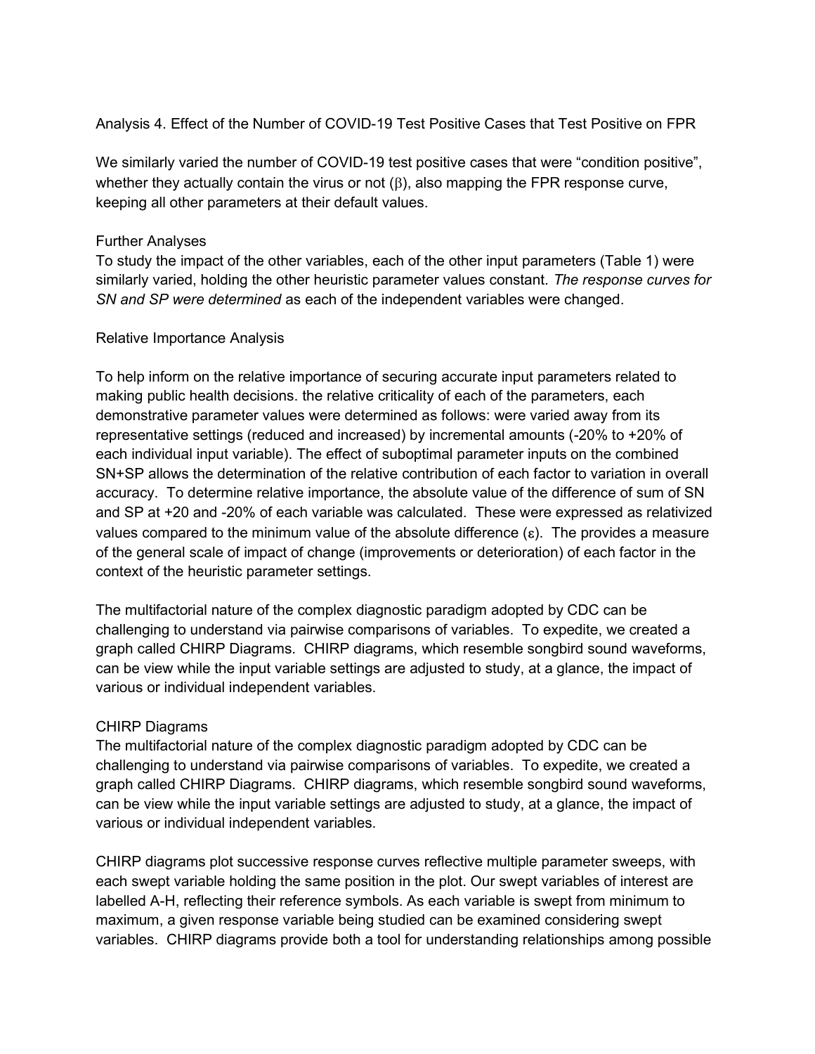Analysis 4. Effect of the Number of COVID-19 Test Positive Cases that Test Positive on FPR

We similarly varied the number of COVID-19 test positive cases that were "condition positive", whether they actually contain the virus or not ($\beta$), also mapping the FPR response curve, keeping all other parameters at their default values.

Further Analyses

To study the impact of the other variables, each of the other input parameters (Table 1) were similarly varied, holding the other heuristic parameter values constant. *The response curves for SN and SP were determined* as each of the independent variables were changed.

Relative Importance Analysis

To help inform on the relative importance of securing accurate input parameters related to making public health decisions. the relative criticality of each of the parameters, each demonstrative parameter values were determined as follows: were varied away from its representative settings (reduced and increased) by incremental amounts (-20% to +20% of each individual input variable). The effect of suboptimal parameter inputs on the combined SN+SP allows the determination of the relative contribution of each factor to variation in overall accuracy. To determine relative importance, the absolute value of the difference of sum of SN and SP at +20 and -20% of each variable was calculated. These were expressed as relativized values compared to the minimum value of the absolute difference ($\varepsilon$). The provides a measure of the general scale of impact of change (improvements or deterioration) of each factor in the context of the heuristic parameter settings.

The multifactorial nature of the complex diagnostic paradigm adopted by CDC can be challenging to understand via pairwise comparisons of variables. To expedite, we created a graph called CHIRP Diagrams. CHIRP diagrams, which resemble songbird sound waveforms, can be view while the input variable settings are adjusted to study, at a glance, the impact of various or individual independent variables.

CHIRP Diagrams

The multifactorial nature of the complex diagnostic paradigm adopted by CDC can be challenging to understand via pairwise comparisons of variables. To expedite, we created a graph called CHIRP Diagrams. CHIRP diagrams, which resemble songbird sound waveforms, can be view while the input variable settings are adjusted to study, at a glance, the impact of various or individual independent variables.

CHIRP diagrams plot successive response curves reflective multiple parameter sweeps, with each swept variable holding the same position in the plot. Our swept variables of interest are labelled A-H, reflecting their reference symbols. As each variable is swept from minimum to maximum, a given response variable being studied can be examined considering swept variables. CHIRP diagrams provide both a tool for understanding relationships among possible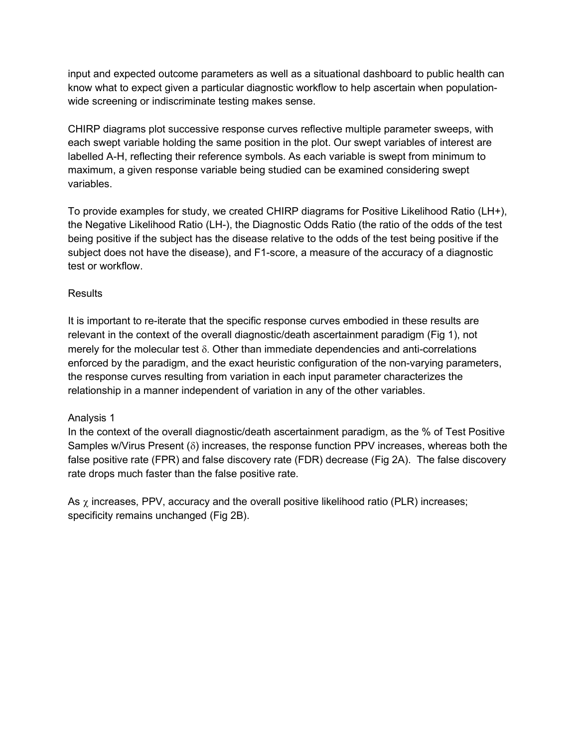input and expected outcome parameters as well as a situational dashboard to public health can know what to expect given a particular diagnostic workflow to help ascertain when population-wide screening or indiscriminate testing makes sense.

CHIRP diagrams plot successive response curves reflective multiple parameter sweeps, with each swept variable holding the same position in the plot. Our swept variables of interest are labelled A-H, reflecting their reference symbols. As each variable is swept from minimum to maximum, a given response variable being studied can be examined considering swept variables.

To provide examples for study, we created CHIRP diagrams for Positive Likelihood Ratio (LH+), the Negative Likelihood Ratio (LH-), the Diagnostic Odds Ratio (the ratio of the odds of the test being positive if the subject has the disease relative to the odds of the test being positive if the subject does not have the disease), and F1-score, a measure of the accuracy of a diagnostic test or workflow.

## Results

It is important to re-iterate that the specific response curves embodied in these results are relevant in the context of the overall diagnostic/death ascertainment paradigm (Fig 1), not merely for the molecular test $\delta$. Other than immediate dependencies and anti-correlations enforced by the paradigm, and the exact heuristic configuration of the non-varying parameters, the response curves resulting from variation in each input parameter characterizes the relationship in a manner independent of variation in any of the other variables.

### Analysis 1

In the context of the overall diagnostic/death ascertainment paradigm, as the % of Test Positive Samples w/Virus Present ($\delta$) increases, the response function PPV increases, whereas both the false positive rate (FPR) and false discovery rate (FDR) decrease (Fig 2A). The false discovery rate drops much faster than the false positive rate.

As $\chi$ increases, PPV, accuracy and the overall positive likelihood ratio (PLR) increases; specificity remains unchanged (Fig 2B).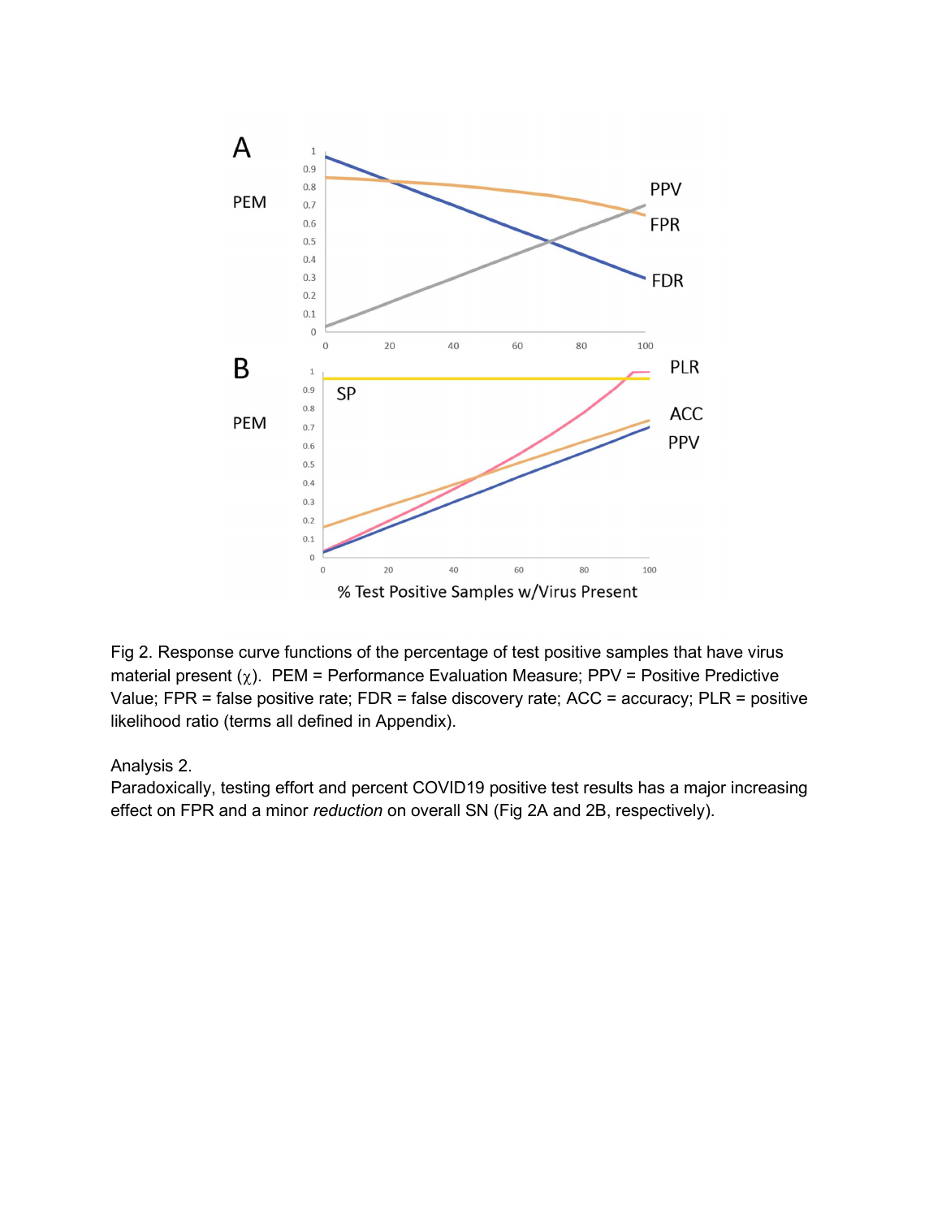Fig 2. Response curve functions of the percentage of test positive samples that have virus material present ($\chi$). PEM = Performance Evaluation Measure; PPV = Positive Predictive Value; FPR = false positive rate; FDR = false discovery rate; ACC = accuracy; PLR = positive likelihood ratio (terms all defined in Appendix).

Analysis 2.

Paradoxically, testing effort and percent COVID19 positive test results has a major increasing effect on FPR and a minor *reduction* on overall SN (Fig 2A and 2B, respectively).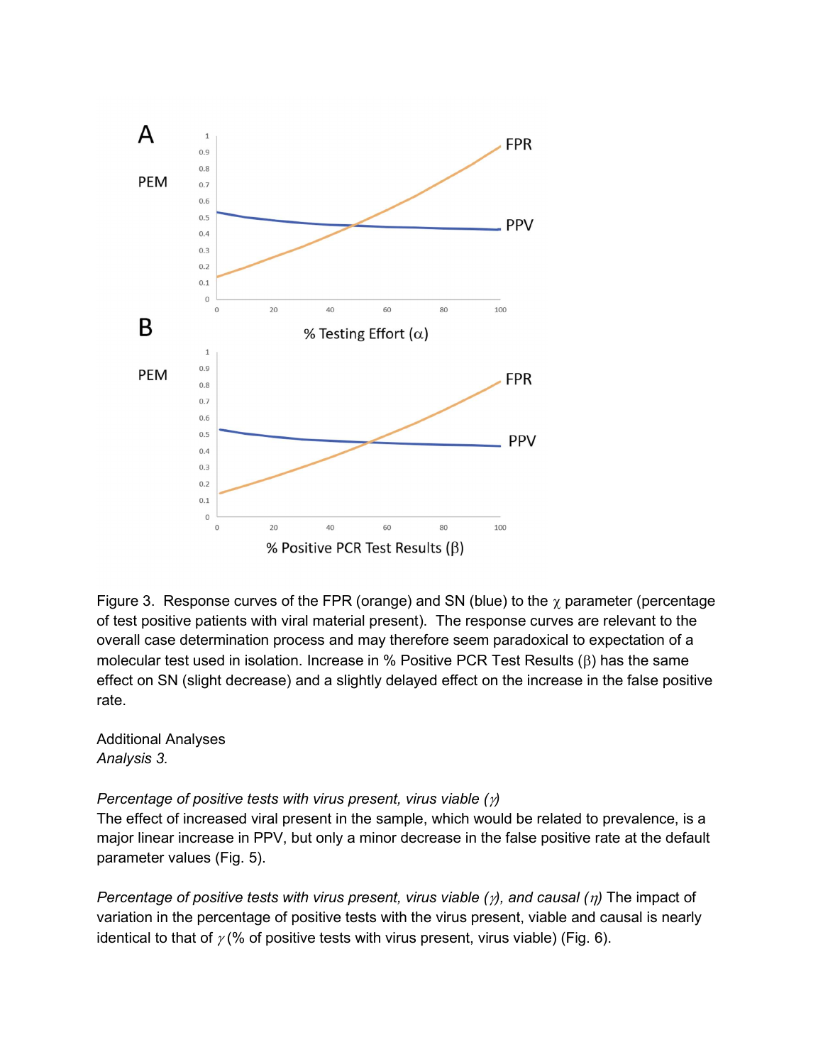Figure 3. Response curves of the FPR (orange) and SN (blue) to the $\chi$ parameter (percentage of test positive patients with viral material present). The response curves are relevant to the overall case determination process and may therefore seem paradoxical to expectation of a molecular test used in isolation. Increase in % Positive PCR Test Results ($\beta$) has the same effect on SN (slight decrease) and a slightly delayed effect on the increase in the false positive rate.

Additional Analyses

*Analysis 3.*

*Percentage of positive tests with virus present, virus viable ($\gamma$)*

The effect of increased viral present in the sample, which would be related to prevalence, is a major linear increase in PPV, but only a minor decrease in the false positive rate at the default parameter values (Fig. 5).

*Percentage of positive tests with virus present, virus viable ($\gamma$), and causal ($\eta$)* The impact of variation in the percentage of positive tests with the virus present, viable and causal is nearly identical to that of $\gamma$ (% of positive tests with virus present, virus viable) (Fig. 6).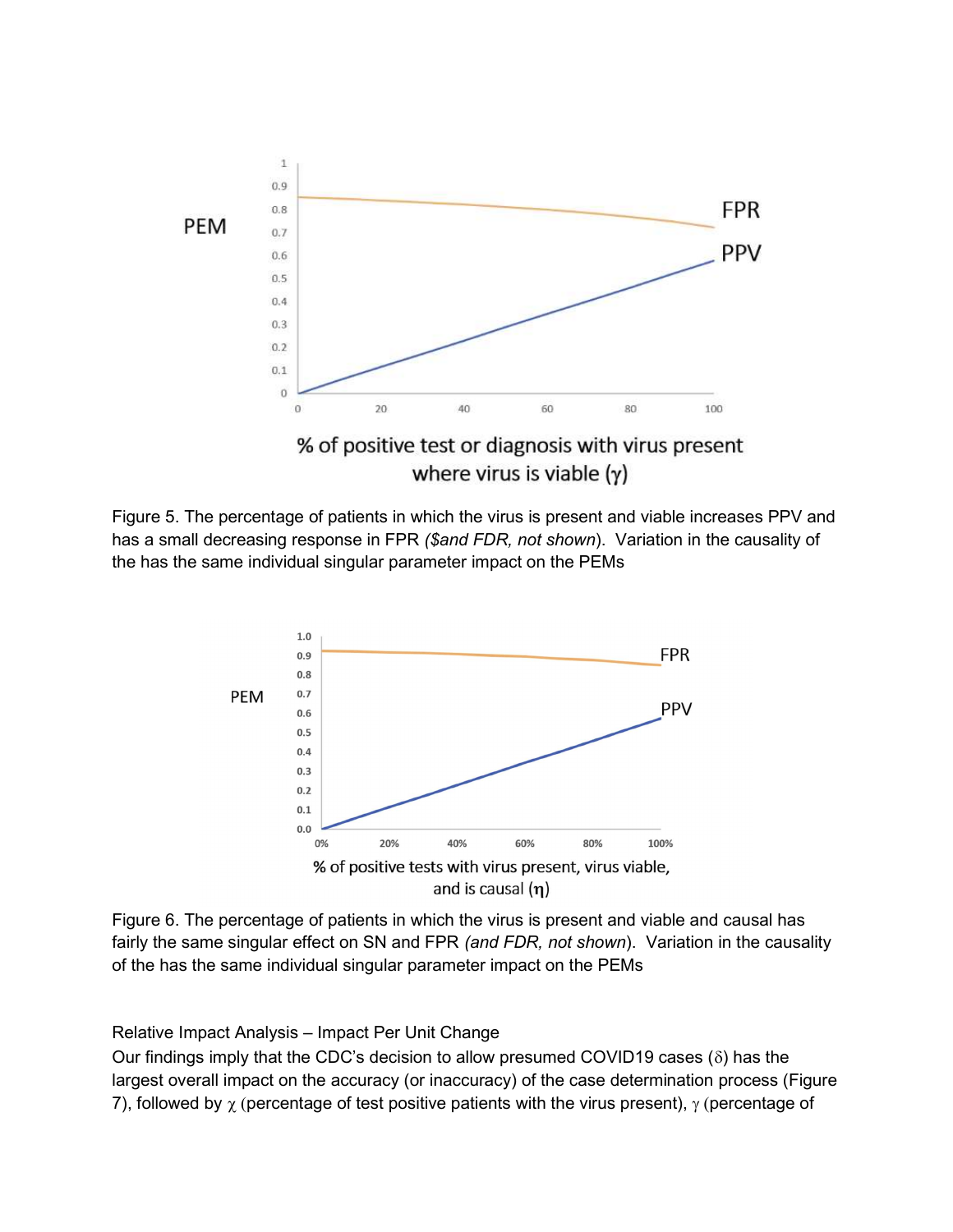Figure 5. The percentage of patients in which the virus is present and viable increases PPV and has a small decreasing response in FPR *($and FDR, not shown*). Variation in the causality of the has the same individual singular parameter impact on the PEMs

Figure 6. The percentage of patients in which the virus is present and viable and causal has fairly the same singular effect on SN and FPR *(and FDR, not shown*). Variation in the causality of the has the same individual singular parameter impact on the PEMs

Relative Impact Analysis – Impact Per Unit Change

Our findings imply that the CDC's decision to allow presumed COVID19 cases ($\delta$) has the largest overall impact on the accuracy (or inaccuracy) of the case determination process (Figure 7), followed by $\chi$ (percentage of test positive patients with the virus present), $\gamma$ (percentage of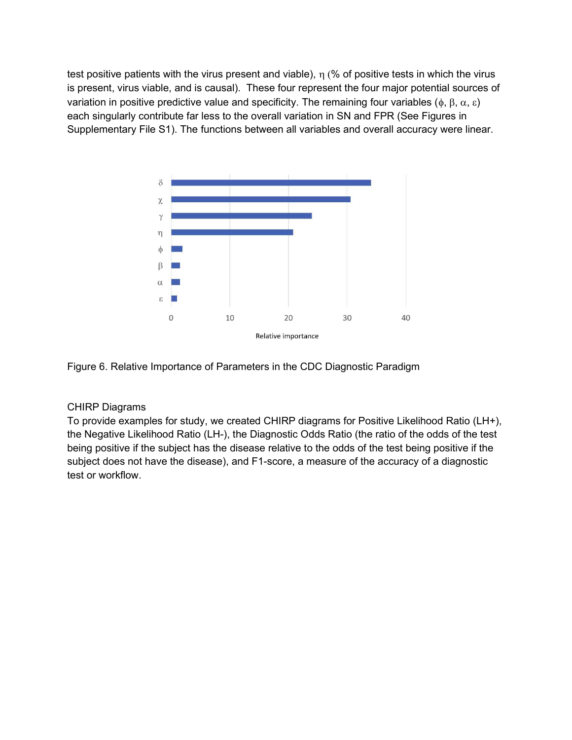test positive patients with the virus present and viable), $\eta$ (% of positive tests in which the virus is present, virus viable, and is causal). These four represent the four major potential sources of variation in positive predictive value and specificity. The remaining four variables ($\phi$, $\beta$, $\alpha$, $\varepsilon$) each singularly contribute far less to the overall variation in SN and FPR (See Figures in Supplementary File S1). The functions between all variables and overall accuracy were linear.

Figure 6. Relative Importance of Parameters in the CDC Diagnostic Paradigm

CHIRP Diagrams

To provide examples for study, we created CHIRP diagrams for Positive Likelihood Ratio (LH+), the Negative Likelihood Ratio (LH-), the Diagnostic Odds Ratio (the ratio of the odds of the test being positive if the subject has the disease relative to the odds of the test being positive if the subject does not have the disease), and F1-score, a measure of the accuracy of a diagnostic test or workflow.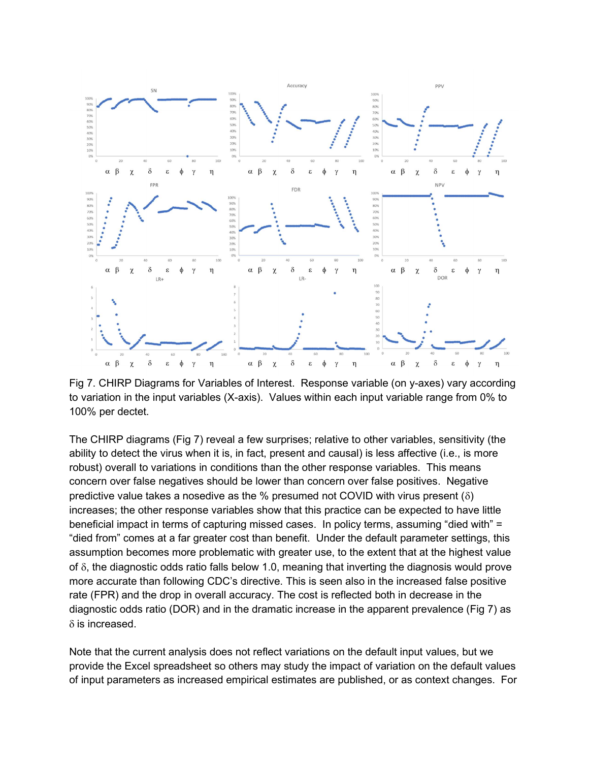Fig 7. CHIRP Diagrams for Variables of Interest. Response variable (on y-axes) vary according to variation in the input variables (X-axis). Values within each input variable range from 0% to 100% per dectet.

The CHIRP diagrams (Fig 7) reveal a few surprises; relative to other variables, sensitivity (the ability to detect the virus when it is, in fact, present and causal) is less affective (i.e., is more robust) overall to variations in conditions than the other response variables. This means concern over false negatives should be lower than concern over false positives. Negative predictive value takes a nosedive as the % presumed not COVID with virus present ($\delta$) increases; the other response variables show that this practice can be expected to have little beneficial impact in terms of capturing missed cases. In policy terms, assuming "died with" = "died from" comes at a far greater cost than benefit. Under the default parameter settings, this assumption becomes more problematic with greater use, to the extent that at the highest value of $\delta$, the diagnostic odds ratio falls below 1.0, meaning that inverting the diagnosis would prove more accurate than following CDC's directive. This is seen also in the increased false positive rate (FPR) and the drop in overall accuracy. The cost is reflected both in decrease in the diagnostic odds ratio (DOR) and in the dramatic increase in the apparent prevalence (Fig 7) as $\delta$ is increased.

Note that the current analysis does not reflect variations on the default input values, but we provide the Excel spreadsheet so others may study the impact of variation on the default values of input parameters as increased empirical estimates are published, or as context changes. For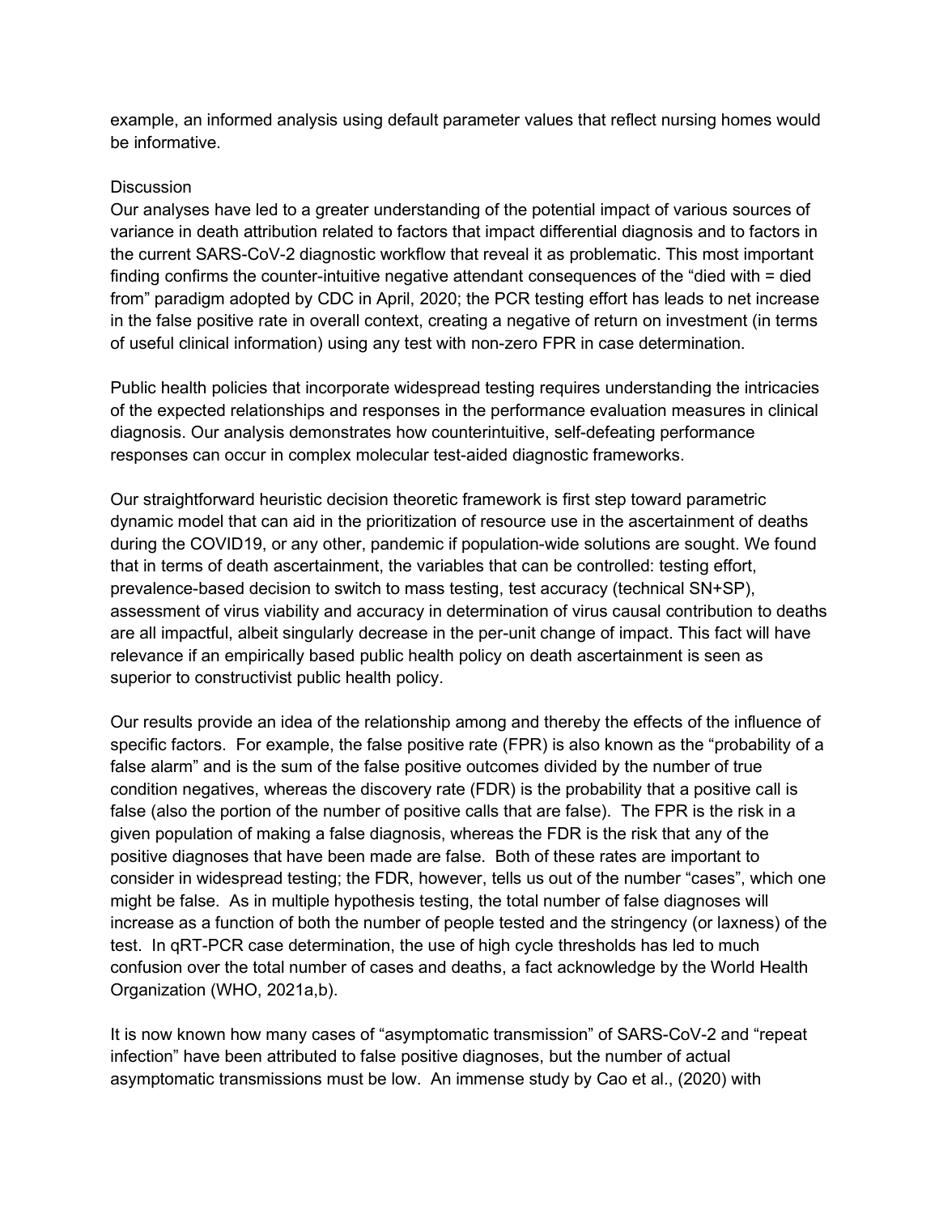example, an informed analysis using default parameter values that reflect nursing homes would be informative.

## Discussion

Our analyses have led to a greater understanding of the potential impact of various sources of variance in death attribution related to factors that impact differential diagnosis and to factors in the current SARS-CoV-2 diagnostic workflow that reveal it as problematic. This most important finding confirms the counter-intuitive negative attendant consequences of the "died with = died from" paradigm adopted by CDC in April, 2020; the PCR testing effort has leads to net increase in the false positive rate in overall context, creating a negative of return on investment (in terms of useful clinical information) using any test with non-zero FPR in case determination.

Public health policies that incorporate widespread testing requires understanding the intricacies of the expected relationships and responses in the performance evaluation measures in clinical diagnosis. Our analysis demonstrates how counterintuitive, self-defeating performance responses can occur in complex molecular test-aided diagnostic frameworks.

Our straightforward heuristic decision theoretic framework is first step toward parametric dynamic model that can aid in the prioritization of resource use in the ascertainment of deaths during the COVID19, or any other, pandemic if population-wide solutions are sought. We found that in terms of death ascertainment, the variables that can be controlled: testing effort, prevalence-based decision to switch to mass testing, test accuracy (technical SN+SP), assessment of virus viability and accuracy in determination of virus causal contribution to deaths are all impactful, albeit singularly decrease in the per-unit change of impact. This fact will have relevance if an empirically based public health policy on death ascertainment is seen as superior to constructivist public health policy.

Our results provide an idea of the relationship among and thereby the effects of the influence of specific factors. For example, the false positive rate (FPR) is also known as the "probability of a false alarm" and is the sum of the false positive outcomes divided by the number of true condition negatives, whereas the discovery rate (FDR) is the probability that a positive call is false (also the portion of the number of positive calls that are false). The FPR is the risk in a given population of making a false diagnosis, whereas the FDR is the risk that any of the positive diagnoses that have been made are false. Both of these rates are important to consider in widespread testing; the FDR, however, tells us out of the number "cases", which one might be false. As in multiple hypothesis testing, the total number of false diagnoses will increase as a function of both the number of people tested and the stringency (or laxness) of the test. In qRT-PCR case determination, the use of high cycle thresholds has led to much confusion over the total number of cases and deaths, a fact acknowledge by the World Health Organization (WHO, 2021a,b).

It is now known how many cases of "asymptomatic transmission" of SARS-CoV-2 and "repeat infection" have been attributed to false positive diagnoses, but the number of actual asymptomatic transmissions must be low. An immense study by Cao et al., (2020) with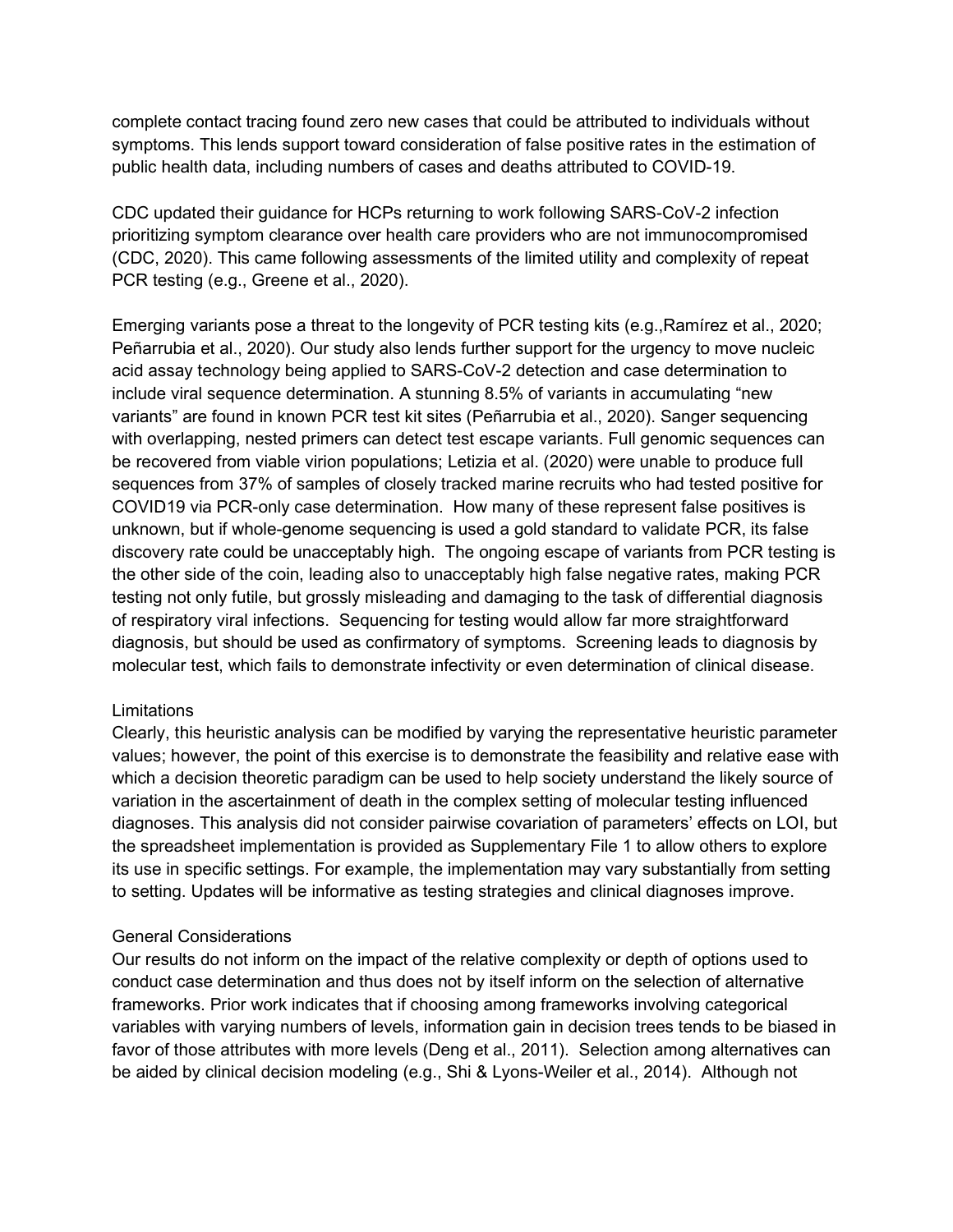complete contact tracing found zero new cases that could be attributed to individuals without symptoms. This lends support toward consideration of false positive rates in the estimation of public health data, including numbers of cases and deaths attributed to COVID-19.

CDC updated their guidance for HCPs returning to work following SARS-CoV-2 infection prioritizing symptom clearance over health care providers who are not immunocompromised (CDC, 2020). This came following assessments of the limited utility and complexity of repeat PCR testing (e.g., Greene et al., 2020).

Emerging variants pose a threat to the longevity of PCR testing kits (e.g.,Ramírez et al., 2020; Peñarrubia et al., 2020). Our study also lends further support for the urgency to move nucleic acid assay technology being applied to SARS-CoV-2 detection and case determination to include viral sequence determination. A stunning 8.5% of variants in accumulating "new variants" are found in known PCR test kit sites (Peñarrubia et al., 2020). Sanger sequencing with overlapping, nested primers can detect test escape variants. Full genomic sequences can be recovered from viable virion populations; Letizia et al. (2020) were unable to produce full sequences from 37% of samples of closely tracked marine recruits who had tested positive for COVID19 via PCR-only case determination. How many of these represent false positives is unknown, but if whole-genome sequencing is used a gold standard to validate PCR, its false discovery rate could be unacceptably high. The ongoing escape of variants from PCR testing is the other side of the coin, leading also to unacceptably high false negative rates, making PCR testing not only futile, but grossly misleading and damaging to the task of differential diagnosis of respiratory viral infections. Sequencing for testing would allow far more straightforward diagnosis, but should be used as confirmatory of symptoms. Screening leads to diagnosis by molecular test, which fails to demonstrate infectivity or even determination of clinical disease.

### Limitations

Clearly, this heuristic analysis can be modified by varying the representative heuristic parameter values; however, the point of this exercise is to demonstrate the feasibility and relative ease with which a decision theoretic paradigm can be used to help society understand the likely source of variation in the ascertainment of death in the complex setting of molecular testing influenced diagnoses. This analysis did not consider pairwise covariation of parameters' effects on LOI, but the spreadsheet implementation is provided as Supplementary File 1 to allow others to explore its use in specific settings. For example, the implementation may vary substantially from setting to setting. Updates will be informative as testing strategies and clinical diagnoses improve.

### General Considerations

Our results do not inform on the impact of the relative complexity or depth of options used to conduct case determination and thus does not by itself inform on the selection of alternative frameworks. Prior work indicates that if choosing among frameworks involving categorical variables with varying numbers of levels, information gain in decision trees tends to be biased in favor of those attributes with more levels (Deng et al., 2011). Selection among alternatives can be aided by clinical decision modeling (e.g., Shi & Lyons-Weiler et al., 2014). Although not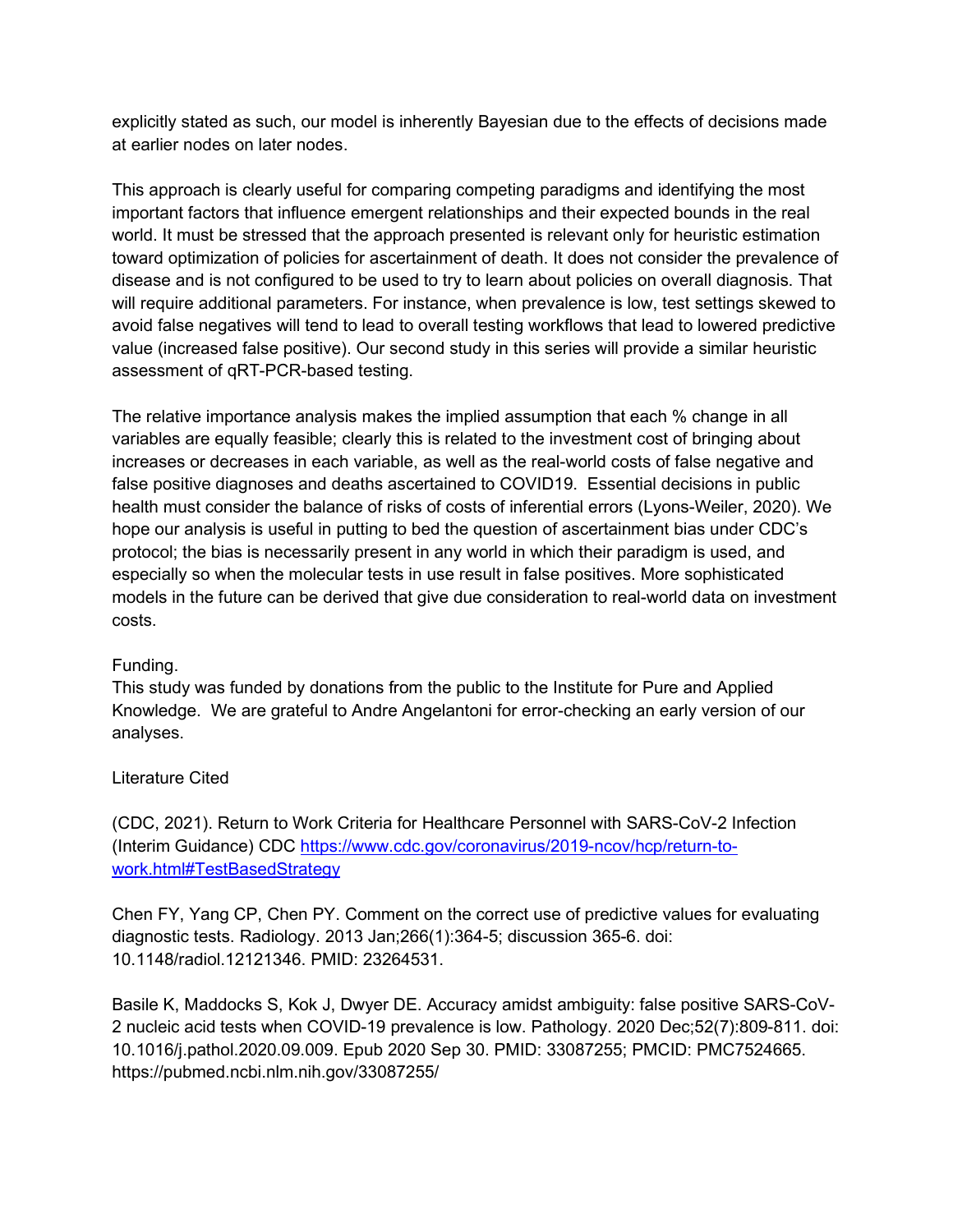explicitly stated as such, our model is inherently Bayesian due to the effects of decisions made at earlier nodes on later nodes.

This approach is clearly useful for comparing competing paradigms and identifying the most important factors that influence emergent relationships and their expected bounds in the real world. It must be stressed that the approach presented is relevant only for heuristic estimation toward optimization of policies for ascertainment of death. It does not consider the prevalence of disease and is not configured to be used to try to learn about policies on overall diagnosis. That will require additional parameters. For instance, when prevalence is low, test settings skewed to avoid false negatives will tend to lead to overall testing workflows that lead to lowered predictive value (increased false positive). Our second study in this series will provide a similar heuristic assessment of qRT-PCR-based testing.

The relative importance analysis makes the implied assumption that each % change in all variables are equally feasible; clearly this is related to the investment cost of bringing about increases or decreases in each variable, as well as the real-world costs of false negative and false positive diagnoses and deaths ascertained to COVID19. Essential decisions in public health must consider the balance of risks of costs of inferential errors (Lyons-Weiler, 2020). We hope our analysis is useful in putting to bed the question of ascertainment bias under CDC's protocol; the bias is necessarily present in any world in which their paradigm is used, and especially so when the molecular tests in use result in false positives. More sophisticated models in the future can be derived that give due consideration to real-world data on investment costs.

Funding.

This study was funded by donations from the public to the Institute for Pure and Applied Knowledge. We are grateful to Andre Angelantoni for error-checking an early version of our analyses.

Literature Cited

(CDC, 2021). Return to Work Criteria for Healthcare Personnel with SARS-CoV-2 Infection (Interim Guidance) CDC https://www.cdc.gov/coronavirus/2019-ncov/hcp/return-to-work.html#TestBasedStrategy

Chen FY, Yang CP, Chen PY. Comment on the correct use of predictive values for evaluating diagnostic tests. Radiology. 2013 Jan;266(1):364-5; discussion 365-6. doi: 10.1148/radiol.12121346. PMID: 23264531.

Basile K, Maddocks S, Kok J, Dwyer DE. Accuracy amidst ambiguity: false positive SARS-CoV-2 nucleic acid tests when COVID-19 prevalence is low. Pathology. 2020 Dec;52(7):809-811. doi: 10.1016/j.pathol.2020.09.009. Epub 2020 Sep 30. PMID: 33087255; PMCID: PMC7524665. https://pubmed.ncbi.nlm.nih.gov/33087255/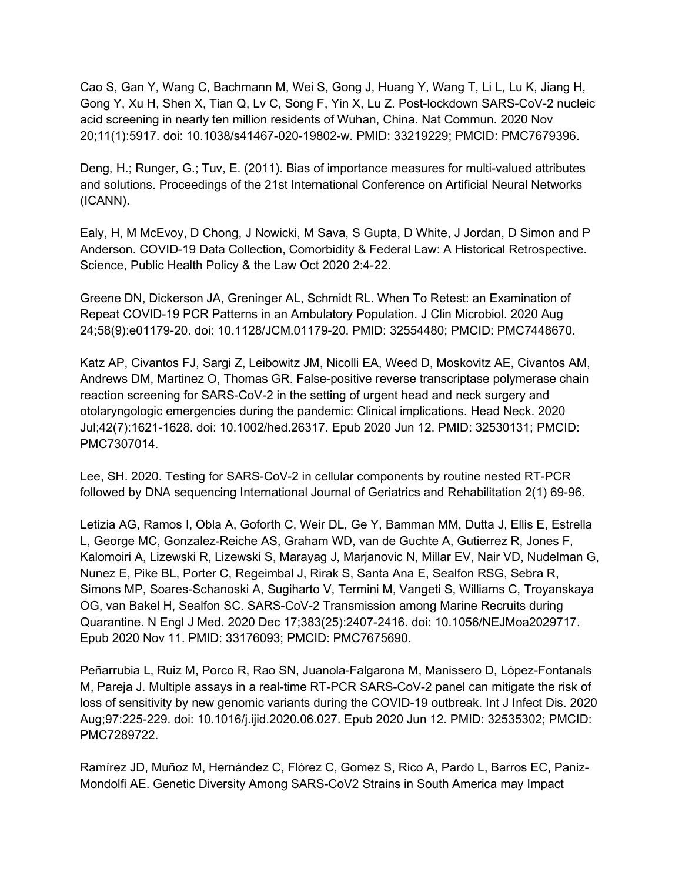Cao S, Gan Y, Wang C, Bachmann M, Wei S, Gong J, Huang Y, Wang T, Li L, Lu K, Jiang H, Gong Y, Xu H, Shen X, Tian Q, Lv C, Song F, Yin X, Lu Z. Post-lockdown SARS-CoV-2 nucleic acid screening in nearly ten million residents of Wuhan, China. Nat Commun. 2020 Nov 20;11(1):5917. doi: 10.1038/s41467-020-19802-w. PMID: 33219229; PMCID: PMC7679396.

Deng, H.; Runger, G.; Tuv, E. (2011). Bias of importance measures for multi-valued attributes and solutions. Proceedings of the 21st International Conference on Artificial Neural Networks (ICANN).

Ealy, H, M McEvoy, D Chong, J Nowicki, M Sava, S Gupta, D White, J Jordan, D Simon and P Anderson. COVID-19 Data Collection, Comorbidity & Federal Law: A Historical Retrospective. Science, Public Health Policy & the Law Oct 2020 2:4-22.

Greene DN, Dickerson JA, Greninger AL, Schmidt RL. When To Retest: an Examination of Repeat COVID-19 PCR Patterns in an Ambulatory Population. J Clin Microbiol. 2020 Aug 24;58(9):e01179-20. doi: 10.1128/JCM.01179-20. PMID: 32554480; PMCID: PMC7448670.

Katz AP, Civantos FJ, Sargi Z, Leibowitz JM, Nicolli EA, Weed D, Moskovitz AE, Civantos AM, Andrews DM, Martinez O, Thomas GR. False-positive reverse transcriptase polymerase chain reaction screening for SARS-CoV-2 in the setting of urgent head and neck surgery and otolaryngologic emergencies during the pandemic: Clinical implications. Head Neck. 2020 Jul;42(7):1621-1628. doi: 10.1002/hed.26317. Epub 2020 Jun 12. PMID: 32530131; PMCID: PMC7307014.

Lee, SH. 2020. Testing for SARS-CoV-2 in cellular components by routine nested RT-PCR followed by DNA sequencing International Journal of Geriatrics and Rehabilitation 2(1) 69-96.

Letizia AG, Ramos I, Obla A, Goforth C, Weir DL, Ge Y, Bamman MM, Dutta J, Ellis E, Estrella L, George MC, Gonzalez-Reiche AS, Graham WD, van de Guchte A, Gutierrez R, Jones F, Kalomoiri A, Lizewski R, Lizewski S, Marayag J, Marjanovic N, Millar EV, Nair VD, Nudelman G, Nunez E, Pike BL, Porter C, Regeimbal J, Rirak S, Santa Ana E, Sealfon RSG, Sebra R, Simons MP, Soares-Schanoski A, Sugiharto V, Termini M, Vangeti S, Williams C, Troyanskaya OG, van Bakel H, Sealfon SC. SARS-CoV-2 Transmission among Marine Recruits during Quarantine. N Engl J Med. 2020 Dec 17;383(25):2407-2416. doi: 10.1056/NEJMoa2029717. Epub 2020 Nov 11. PMID: 33176093; PMCID: PMC7675690.

Peñarrubia L, Ruiz M, Porco R, Rao SN, Juanola-Falgarona M, Manissero D, López-Fontanals M, Pareja J. Multiple assays in a real-time RT-PCR SARS-CoV-2 panel can mitigate the risk of loss of sensitivity by new genomic variants during the COVID-19 outbreak. Int J Infect Dis. 2020 Aug;97:225-229. doi: 10.1016/j.ijid.2020.06.027. Epub 2020 Jun 12. PMID: 32535302; PMCID: PMC7289722.

Ramírez JD, Muñoz M, Hernández C, Flórez C, Gomez S, Rico A, Pardo L, Barros EC, Paniz-Mondolfi AE. Genetic Diversity Among SARS-CoV2 Strains in South America may Impact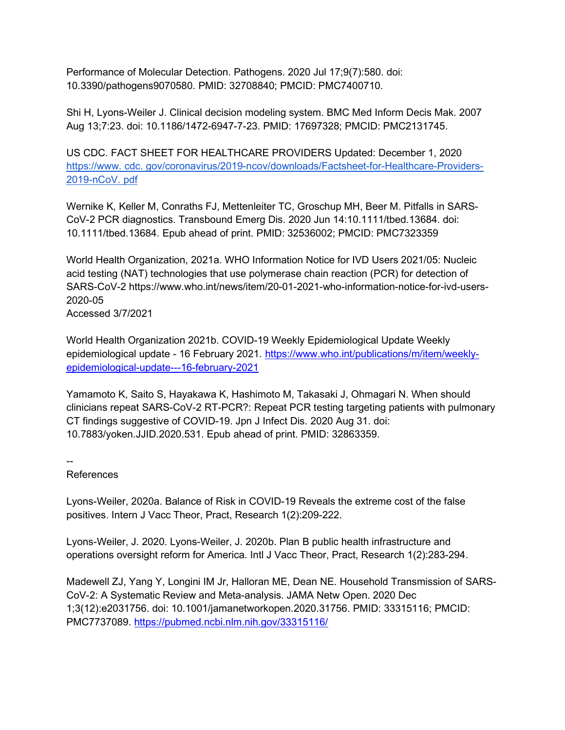Performance of Molecular Detection. Pathogens. 2020 Jul 17;9(7):580. doi: 10.3390/pathogens9070580. PMID: 32708840; PMCID: PMC7400710.

Shi H, Lyons-Weiler J. Clinical decision modeling system. BMC Med Inform Decis Mak. 2007 Aug 13;7:23. doi: 10.1186/1472-6947-7-23. PMID: 17697328; PMCID: PMC2131745.

US CDC. FACT SHEET FOR HEALTHCARE PROVIDERS Updated: December 1, 2020 https://www. cdc. gov/coronavirus/2019-ncov/downloads/Factsheet-for-Healthcare-Providers-2019-nCoV. pdf

Wernike K, Keller M, Conraths FJ, Mettenleiter TC, Groschup MH, Beer M. Pitfalls in SARS-CoV-2 PCR diagnostics. Transbound Emerg Dis. 2020 Jun 14:10.1111/tbed.13684. doi: 10.1111/tbed.13684. Epub ahead of print. PMID: 32536002; PMCID: PMC7323359

World Health Organization, 2021a. WHO Information Notice for IVD Users 2021/05: Nucleic acid testing (NAT) technologies that use polymerase chain reaction (PCR) for detection of SARS-CoV-2 https://www.who.int/news/item/20-01-2021-who-information-notice-for-ivd-users-2020-05
Accessed 3/7/2021

World Health Organization 2021b. COVID-19 Weekly Epidemiological Update Weekly epidemiological update - 16 February 2021. https://www.who.int/publications/m/item/weekly-epidemiological-update---16-february-2021

Yamamoto K, Saito S, Hayakawa K, Hashimoto M, Takasaki J, Ohmagari N. When should clinicians repeat SARS-CoV-2 RT-PCR?: Repeat PCR testing targeting patients with pulmonary CT findings suggestive of COVID-19. Jpn J Infect Dis. 2020 Aug 31. doi: 10.7883/yoken.JJID.2020.531. Epub ahead of print. PMID: 32863359.

--
References

Lyons-Weiler, 2020a. Balance of Risk in COVID-19 Reveals the extreme cost of the false positives. Intern J Vacc Theor, Pract, Research 1(2):209-222.

Lyons-Weiler, J. 2020. Lyons-Weiler, J. 2020b. Plan B public health infrastructure and operations oversight reform for America. Intl J Vacc Theor, Pract, Research 1(2):283-294.

Madewell ZJ, Yang Y, Longini IM Jr, Halloran ME, Dean NE. Household Transmission of SARS-CoV-2: A Systematic Review and Meta-analysis. JAMA Netw Open. 2020 Dec 1;3(12):e2031756. doi: 10.1001/jamanetworkopen.2020.31756. PMID: 33315116; PMCID: PMC7737089. https://pubmed.ncbi.nlm.nih.gov/33315116/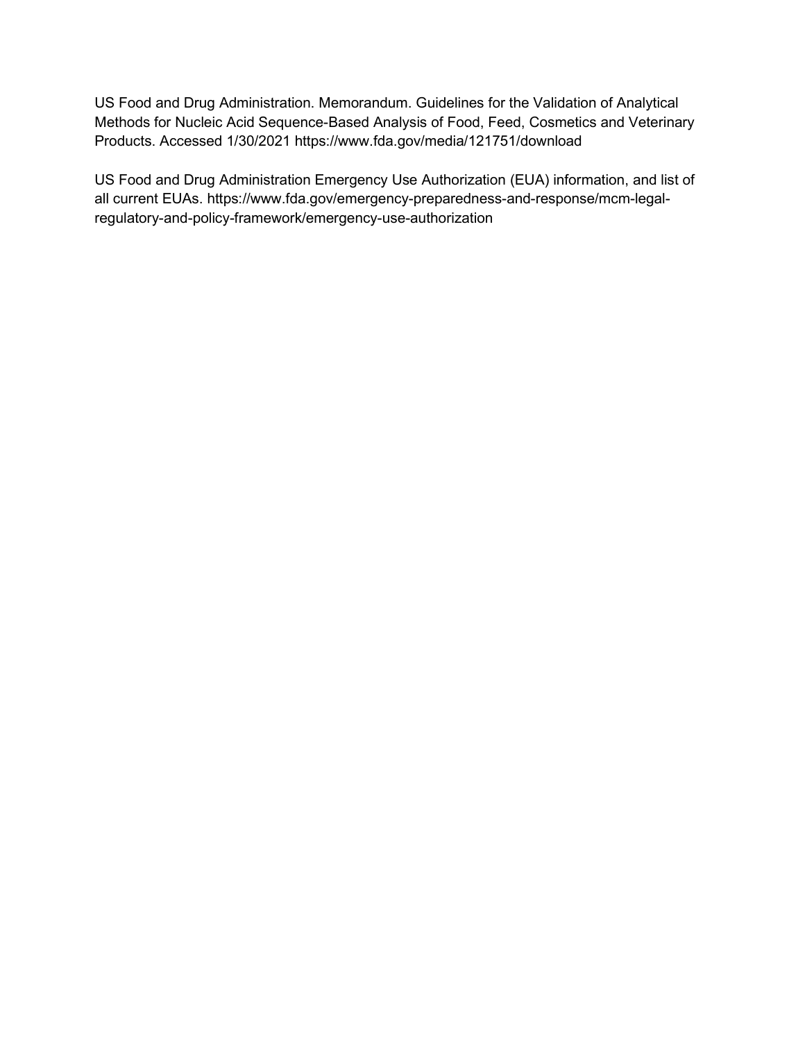US Food and Drug Administration. Memorandum. Guidelines for the Validation of Analytical Methods for Nucleic Acid Sequence-Based Analysis of Food, Feed, Cosmetics and Veterinary Products. Accessed 1/30/2021 https://www.fda.gov/media/121751/download

US Food and Drug Administration Emergency Use Authorization (EUA) information, and list of all current EUAs. https://www.fda.gov/emergency-preparedness-and-response/mcm-legal-regulatory-and-policy-framework/emergency-use-authorization